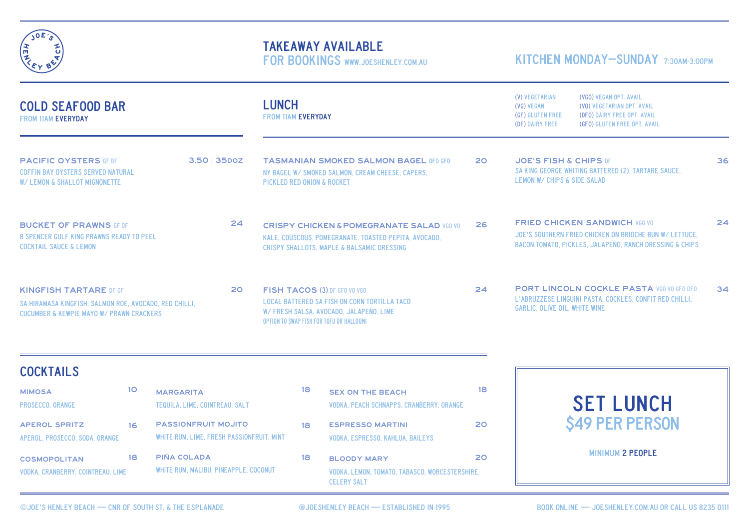JOE'S HENLEY BEACH

**TAKEAWAY AVAILABLE**
FOR BOOKINGS WWW.JOESHENLEY.COM.AU

KITCHEN MONDAY—SUNDAY 7:30AM-3:00PM

(V) VEGETARIAN
(VG) VEGAN
(GF) GLUTEN FREE
(DF) DAIRY FREE
(VGO) VEGAN OPT. AVAIL
(VO) VEGETARIAN OPT. AVAIL
(DFO) DAIRY FREE OPT. AVAIL
(GFO) GLUTEN FREE OPT. AVAIL

## COLD SEAFOOD BAR

FROM 11AM EVERYDAY

**PACIFIC OYSTERS** GF DF — 3.50 | 35DOZ
COFFIN BAY OYSTERS SERVED NATURAL W/ LEMON & SHALLOT MIGNONETTE

**BUCKET OF PRAWNS** GF DF — 24
8 SPENCER GULF KING PRAWNS READY TO PEEL COCKTAIL SAUCE & LEMON

**KINGFISH TARTARE** DF GF — 20
SA HIRAMASA KINGFISH, SALMON ROE, AVOCADO, RED CHILLI, CUCUMBER & KEWPIE MAYO W/ PRAWN CRACKERS

## LUNCH

FROM 11AM EVERYDAY

**TASMANIAN SMOKED SALMON BAGEL** DFO GFO — 20
NY BAGEL W/ SMOKED SALMON, CREAM CHEESE, CAPERS, PICKLED RED ONION & ROCKET

**CRISPY CHICKEN & POMEGRANATE SALAD** VGO VO — 26
KALE, COUSCOUS, POMEGRANATE, TOASTED PEPITA, AVOCADO, CRISPY SHALLOTS, MAPLE & BALSAMIC DRESSING

**FISH TACOS (3)** DF GFO VO VGO — 24
LOCAL BATTERED SA FISH ON CORN TORTILLA TACO W/ FRESH SALSA, AVOCADO, JALAPEÑO, LIME
OPTION TO SWAP FISH FOR TOFU OR HALLOUMI

**JOE'S FISH & CHIPS** DF — 36
SA KING GEORGE WHITING BATTERED (2), TARTARE SAUCE, LEMON W/ CHIPS & SIDE SALAD

**FRIED CHICKEN SANDWICH** VGO VO — 24
JOE'S SOUTHERN FRIED CHICKEN ON BRIOCHE BUN W/ LETTUCE, BACON,TOMATO, PICKLES, JALAPEÑO, RANCH DRESSING & CHIPS

**PORT LINCOLN COCKLE PASTA** VGO VO GFO DFO — 34
L'ABRUZZESE LINGUINI PASTA, COCKLES, CONFIT RED CHILLI, GARLIC, OLIVE OIL, WHITE WINE

## COCKTAILS

**MIMOSA** — 10
PROSECCO, ORANGE

**APEROL SPRITZ** — 16
APEROL, PROSECCO, SODA, ORANGE

**COSMOPOLITAN** — 18
VODKA, CRANBERRY, COINTREAU, LIME

**MARGARITA** — 18
TEQUILA, LIME, COINTREAU, SALT

**PASSIONFRUIT MOJITO** — 18
WHITE RUM, LIME, FRESH PASSIONFRUIT, MINT

**PIÑA COLADA** — 18
WHITE RUM, MALIBU, PINEAPPLE, COCONUT

**SEX ON THE BEACH** — 18
VODKA, PEACH SCHNAPPS, CRANBERRY, ORANGE

**ESPRESSO MARTINI** — 20
VODKA, ESPRESSO, KAHLUA, BAILEYS

**BLOODY MARY** — 20
VODKA, LEMON, TOMATO, TABASCO, WORCESTERSHIRE, CELERY SALT

## SET LUNCH
### $49 PER PERSON

MINIMUM 2 PEOPLE

©JOE'S HENLEY BEACH — CNR OF SOUTH ST. & THE ESPLANADE — @JOESHENLEY BEACH — ESTABLISHED IN 1995 — BOOK ONLINE — JOESHENLEY.COM.AU OR CALL US 8235 0111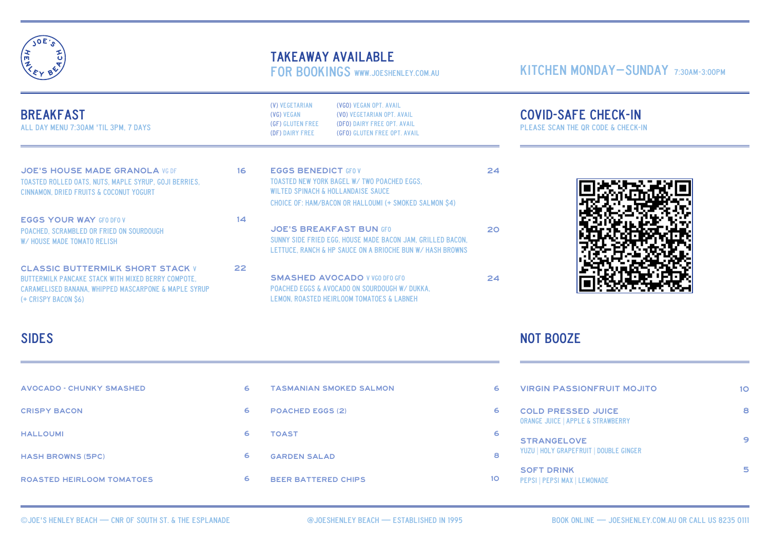JOE'S HENLEY BEACH

## TAKEAWAY AVAILABLE

FOR BOOKINGS WWW.JOESHENLEY.COM.AU

## KITCHEN MONDAY—SUNDAY 7:30AM-3:00PM

## BREAKFAST

ALL DAY MENU 7:30AM 'TIL 3PM, 7 DAYS

(V) VEGETARIAN
(VG) VEGAN
(GF) GLUTEN FREE
(DF) DAIRY FREE
(VGO) VEGAN OPT. AVAIL
(VO) VEGETARIAN OPT. AVAIL
(DFO) DAIRY FREE OPT. AVAIL
(GFO) GLUTEN FREE OPT. AVAIL

**JOE'S HOUSE MADE GRANOLA** VG DF — 16
TOASTED ROLLED OATS, NUTS, MAPLE SYRUP, GOJI BERRIES, CINNAMON, DRIED FRUITS & COCONUT YOGURT

**EGGS YOUR WAY** GFO DFO V — 14
POACHED, SCRAMBLED OR FRIED ON SOURDOUGH W/ HOUSE MADE TOMATO RELISH

**CLASSIC BUTTERMILK SHORT STACK** V — 22
BUTTERMILK PANCAKE STACK WITH MIXED BERRY COMPOTE, CARAMELISED BANANA, WHIPPED MASCARPONE & MAPLE SYRUP (+ CRISPY BACON $6)

**EGGS BENEDICT** GFO V — 24
TOASTED NEW YORK BAGEL W/ TWO POACHED EGGS, WILTED SPINACH & HOLLANDAISE SAUCE
CHOICE OF: HAM/BACON OR HALLOUMI (+ SMOKED SALMON $4)

**JOE'S BREAKFAST BUN** GFO — 20
SUNNY SIDE FRIED EGG, HOUSE MADE BACON JAM, GRILLED BACON, LETTUCE, RANCH & HP SAUCE ON A BRIOCHE BUN W/ HASH BROWNS

**SMASHED AVOCADO** V VGO DFO GFO — 24
POACHED EGGS & AVOCADO ON SOURDOUGH W/ DUKKA, LEMON, ROASTED HEIRLOOM TOMATOES & LABNEH

## COVID-SAFE CHECK-IN

PLEASE SCAN THE QR CODE & CHECK-IN

## SIDES

| | |
|---|---|
| AVOCADO - CHUNKY SMASHED | 6 |
| CRISPY BACON | 6 |
| HALLOUMI | 6 |
| HASH BROWNS (5PC) | 6 |
| ROASTED HEIRLOOM TOMATOES | 6 |
| TASMANIAN SMOKED SALMON | 6 |
| POACHED EGGS (2) | 6 |
| TOAST | 6 |
| GARDEN SALAD | 8 |
| BEER BATTERED CHIPS | 10 |

## NOT BOOZE

**VIRGIN PASSIONFRUIT MOJITO** — 10

**COLD PRESSED JUICE** — 8
ORANGE JUICE | APPLE & STRAWBERRY

**STRANGELOVE** — 9
YUZU | HOLY GRAPEFRUIT | DOUBLE GINGER

**SOFT DRINK** — 5
PEPSI | PEPSI MAX | LEMONADE

©JOE'S HENLEY BEACH — CNR OF SOUTH ST. & THE ESPLANADE

@JOESHENLEY BEACH — ESTABLISHED IN 1995

BOOK ONLINE — JOESHENLEY.COM.AU OR CALL US 8235 0111